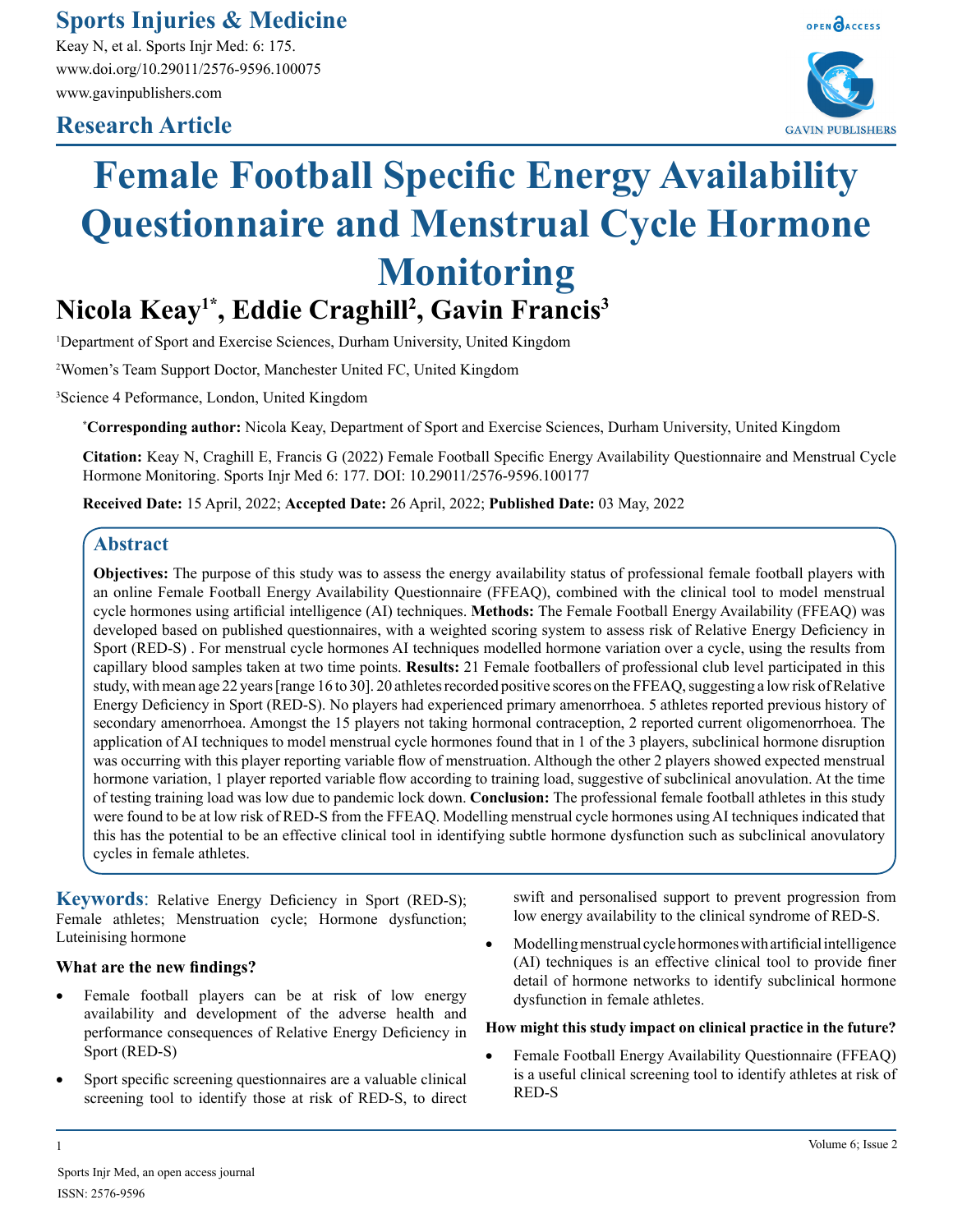# Female Football Specific Energy Availability Questionnaire and Menstrual Cycle Hormone Monitoring

**Research Article**

**Nicola Keay[1*], Eddie Craghill[2], Gavin Francis[3]**

[1]Department of Sport and Exercise Sciences, Durham University, United Kingdom

[2]Women's Team Support Doctor, Manchester United FC, United Kingdom

[3]Science 4 Peformance, London, United Kingdom

[*]**Corresponding author:** Nicola Keay, Department of Sport and Exercise Sciences, Durham University, United Kingdom

**Citation:** Keay N, Craghill E, Francis G (2022) Female Football Specific Energy Availability Questionnaire and Menstrual Cycle Hormone Monitoring. Sports Injr Med 6: 177. DOI: 10.29011/2576-9596.100177

**Received Date:** 15 April, 2022; **Accepted Date:** 26 April, 2022; **Published Date:** 03 May, 2022

## Abstract

**Objectives:** The purpose of this study was to assess the energy availability status of professional female football players with an online Female Football Energy Availability Questionnaire (FFEAQ), combined with the clinical tool to model menstrual cycle hormones using artificial intelligence (AI) techniques. **Methods:** The Female Football Energy Availability (FFEAQ) was developed based on published questionnaires, with a weighted scoring system to assess risk of Relative Energy Deficiency in Sport (RED-S) . For menstrual cycle hormones AI techniques modelled hormone variation over a cycle, using the results from capillary blood samples taken at two time points. **Results:** 21 Female footballers of professional club level participated in this study, with mean age 22 years [range 16 to 30]. 20 athletes recorded positive scores on the FFEAQ, suggesting a low risk of Relative Energy Deficiency in Sport (RED-S). No players had experienced primary amenorrhoea. 5 athletes reported previous history of secondary amenorrhoea. Amongst the 15 players not taking hormonal contraception, 2 reported current oligomenorrhoea. The application of AI techniques to model menstrual cycle hormones found that in 1 of the 3 players, subclinical hormone disruption was occurring with this player reporting variable flow of menstruation. Although the other 2 players showed expected menstrual hormone variation, 1 player reported variable flow according to training load, suggestive of subclinical anovulation. At the time of testing training load was low due to pandemic lock down. **Conclusion:** The professional female football athletes in this study were found to be at low risk of RED-S from the FFEAQ. Modelling menstrual cycle hormones using AI techniques indicated that this has the potential to be an effective clinical tool in identifying subtle hormone dysfunction such as subclinical anovulatory cycles in female athletes.

**Keywords**: Relative Energy Deficiency in Sport (RED-S); Female athletes; Menstruation cycle; Hormone dysfunction; Luteinising hormone

### What are the new findings?

- Female football players can be at risk of low energy availability and development of the adverse health and performance consequences of Relative Energy Deficiency in Sport (RED-S)
- Sport specific screening questionnaires are a valuable clinical screening tool to identify those at risk of RED-S, to direct swift and personalised support to prevent progression from low energy availability to the clinical syndrome of RED-S.
- Modelling menstrual cycle hormones with artificial intelligence (AI) techniques is an effective clinical tool to provide finer detail of hormone networks to identify subclinical hormone dysfunction in female athletes.

### How might this study impact on clinical practice in the future?

- Female Football Energy Availability Questionnaire (FFEAQ) is a useful clinical screening tool to identify athletes at risk of RED-S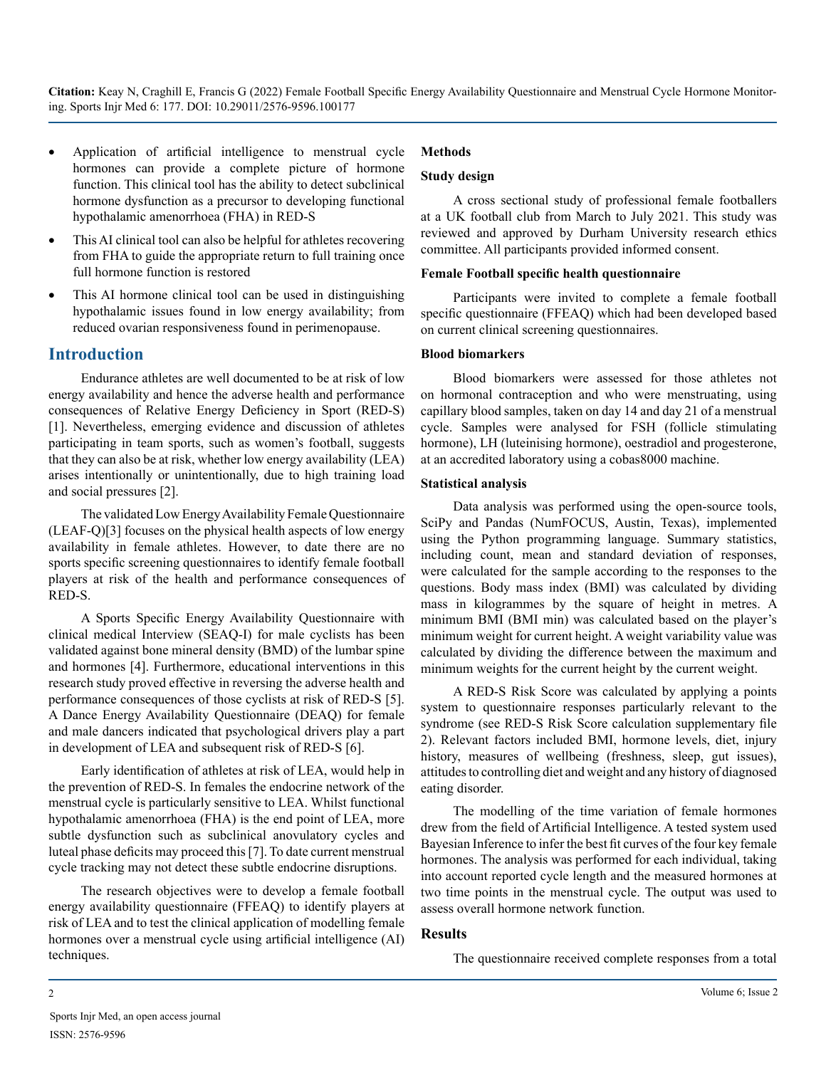- Application of artificial intelligence to menstrual cycle hormones can provide a complete picture of hormone function. This clinical tool has the ability to detect subclinical hormone dysfunction as a precursor to developing functional hypothalamic amenorrhoea (FHA) in RED-S
- This AI clinical tool can also be helpful for athletes recovering from FHA to guide the appropriate return to full training once full hormone function is restored
- This AI hormone clinical tool can be used in distinguishing hypothalamic issues found in low energy availability; from reduced ovarian responsiveness found in perimenopause.

## Introduction

Endurance athletes are well documented to be at risk of low energy availability and hence the adverse health and performance consequences of Relative Energy Deficiency in Sport (RED-S) [1]. Nevertheless, emerging evidence and discussion of athletes participating in team sports, such as women's football, suggests that they can also be at risk, whether low energy availability (LEA) arises intentionally or unintentionally, due to high training load and social pressures [2].

The validated Low Energy Availability Female Questionnaire (LEAF-Q)[3] focuses on the physical health aspects of low energy availability in female athletes. However, to date there are no sports specific screening questionnaires to identify female football players at risk of the health and performance consequences of RED-S.

A Sports Specific Energy Availability Questionnaire with clinical medical Interview (SEAQ-I) for male cyclists has been validated against bone mineral density (BMD) of the lumbar spine and hormones [4]. Furthermore, educational interventions in this research study proved effective in reversing the adverse health and performance consequences of those cyclists at risk of RED-S [5]. A Dance Energy Availability Questionnaire (DEAQ) for female and male dancers indicated that psychological drivers play a part in development of LEA and subsequent risk of RED-S [6].

Early identification of athletes at risk of LEA, would help in the prevention of RED-S. In females the endocrine network of the menstrual cycle is particularly sensitive to LEA. Whilst functional hypothalamic amenorrhoea (FHA) is the end point of LEA, more subtle dysfunction such as subclinical anovulatory cycles and luteal phase deficits may proceed this [7]. To date current menstrual cycle tracking may not detect these subtle endocrine disruptions.

The research objectives were to develop a female football energy availability questionnaire (FFEAQ) to identify players at risk of LEA and to test the clinical application of modelling female hormones over a menstrual cycle using artificial intelligence (AI) techniques.

## Methods

### Study design

A cross sectional study of professional female footballers at a UK football club from March to July 2021. This study was reviewed and approved by Durham University research ethics committee. All participants provided informed consent.

### Female Football specific health questionnaire

Participants were invited to complete a female football specific questionnaire (FFEAQ) which had been developed based on current clinical screening questionnaires.

### Blood biomarkers

Blood biomarkers were assessed for those athletes not on hormonal contraception and who were menstruating, using capillary blood samples, taken on day 14 and day 21 of a menstrual cycle. Samples were analysed for FSH (follicle stimulating hormone), LH (luteinising hormone), oestradiol and progesterone, at an accredited laboratory using a cobas8000 machine.

### Statistical analysis

Data analysis was performed using the open-source tools, SciPy and Pandas (NumFOCUS, Austin, Texas), implemented using the Python programming language. Summary statistics, including count, mean and standard deviation of responses, were calculated for the sample according to the responses to the questions. Body mass index (BMI) was calculated by dividing mass in kilogrammes by the square of height in metres. A minimum BMI (BMI min) was calculated based on the player's minimum weight for current height. A weight variability value was calculated by dividing the difference between the maximum and minimum weights for the current height by the current weight.

A RED-S Risk Score was calculated by applying a points system to questionnaire responses particularly relevant to the syndrome (see RED-S Risk Score calculation supplementary file 2). Relevant factors included BMI, hormone levels, diet, injury history, measures of wellbeing (freshness, sleep, gut issues), attitudes to controlling diet and weight and any history of diagnosed eating disorder.

The modelling of the time variation of female hormones drew from the field of Artificial Intelligence. A tested system used Bayesian Inference to infer the best fit curves of the four key female hormones. The analysis was performed for each individual, taking into account reported cycle length and the measured hormones at two time points in the menstrual cycle. The output was used to assess overall hormone network function.

## Results

The questionnaire received complete responses from a total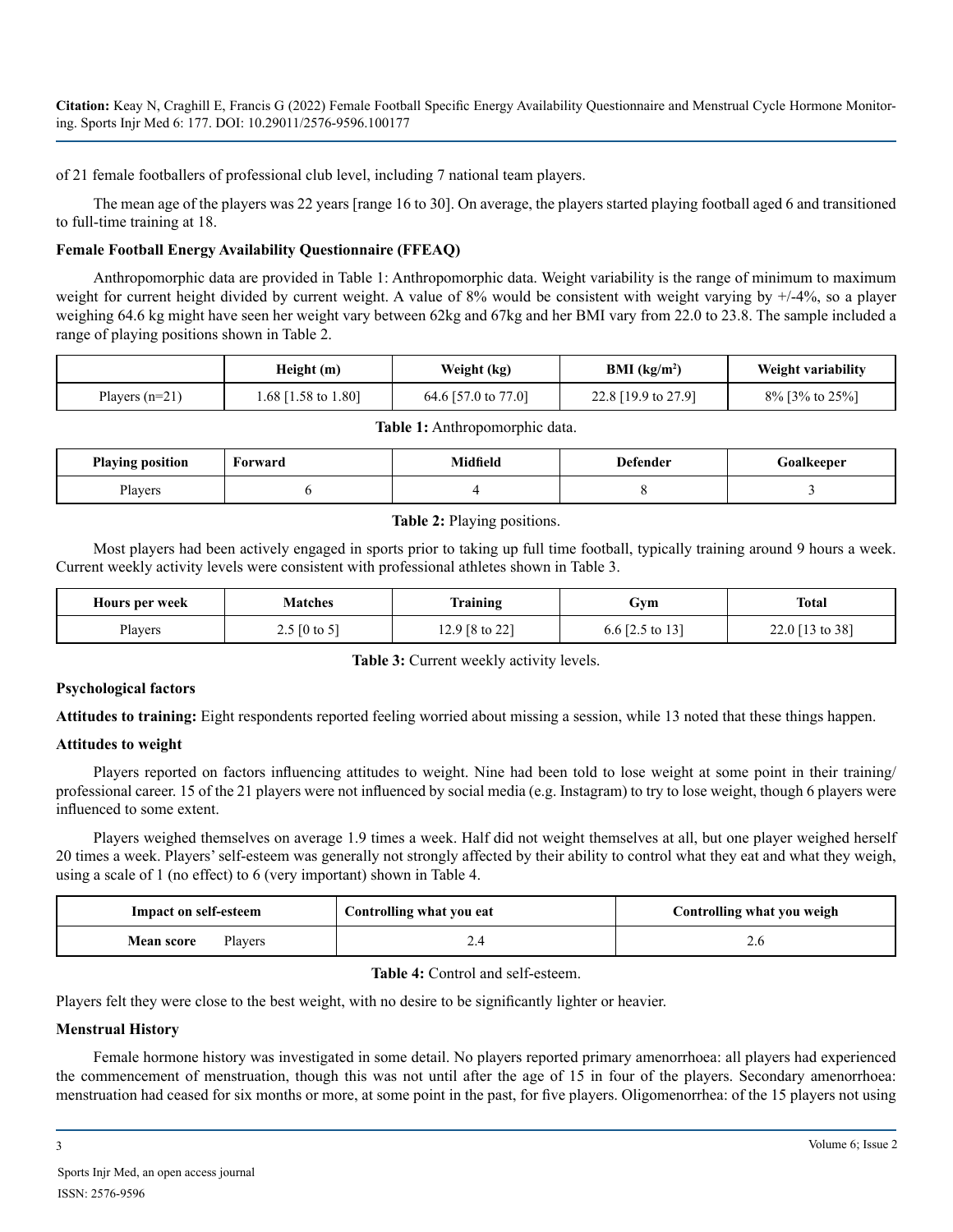of 21 female footballers of professional club level, including 7 national team players.

The mean age of the players was 22 years [range 16 to 30]. On average, the players started playing football aged 6 and transitioned to full-time training at 18.

### Female Football Energy Availability Questionnaire (FFEAQ)

Anthropomorphic data are provided in Table 1: Anthropomorphic data. Weight variability is the range of minimum to maximum weight for current height divided by current weight. A value of 8% would be consistent with weight varying by +/-4%, so a player weighing 64.6 kg might have seen her weight vary between 62kg and 67kg and her BMI vary from 22.0 to 23.8. The sample included a range of playing positions shown in Table 2.

| | Height (m) | Weight (kg) | BMI (kg/m$^2$) | Weight variability |
|---|---|---|---|---|
| Players (n=21) | 1.68 [1.58 to 1.80] | 64.6 [57.0 to 77.0] | 22.8 [19.9 to 27.9] | 8% [3% to 25%] |

**Table 1:** Anthropomorphic data.

| Playing position | Forward | Midfield | Defender | Goalkeeper |
|---|---|---|---|---|
| Players | 6 | 4 | 8 | 3 |

**Table 2:** Playing positions.

Most players had been actively engaged in sports prior to taking up full time football, typically training around 9 hours a week. Current weekly activity levels were consistent with professional athletes shown in Table 3.

| Hours per week | Matches | Training | Gym | Total |
|---|---|---|---|---|
| Players | 2.5 [0 to 5] | 12.9 [8 to 22] | 6.6 [2.5 to 13] | 22.0 [13 to 38] |

**Table 3:** Current weekly activity levels.

### Psychological factors

**Attitudes to training:** Eight respondents reported feeling worried about missing a session, while 13 noted that these things happen.

### Attitudes to weight

Players reported on factors influencing attitudes to weight. Nine had been told to lose weight at some point in their training/professional career. 15 of the 21 players were not influenced by social media (e.g. Instagram) to try to lose weight, though 6 players were influenced to some extent.

Players weighed themselves on average 1.9 times a week. Half did not weight themselves at all, but one player weighed herself 20 times a week. Players' self-esteem was generally not strongly affected by their ability to control what they eat and what they weigh, using a scale of 1 (no effect) to 6 (very important) shown in Table 4.

| Impact on self-esteem | Controlling what you eat | Controlling what you weigh |
|---|---|---|
| **Mean score** Players | 2.4 | 2.6 |

**Table 4:** Control and self-esteem.

Players felt they were close to the best weight, with no desire to be significantly lighter or heavier.

### Menstrual History

Female hormone history was investigated in some detail. No players reported primary amenorrhoea: all players had experienced the commencement of menstruation, though this was not until after the age of 15 in four of the players. Secondary amenorrhoea: menstruation had ceased for six months or more, at some point in the past, for five players. Oligomenorrhea: of the 15 players not using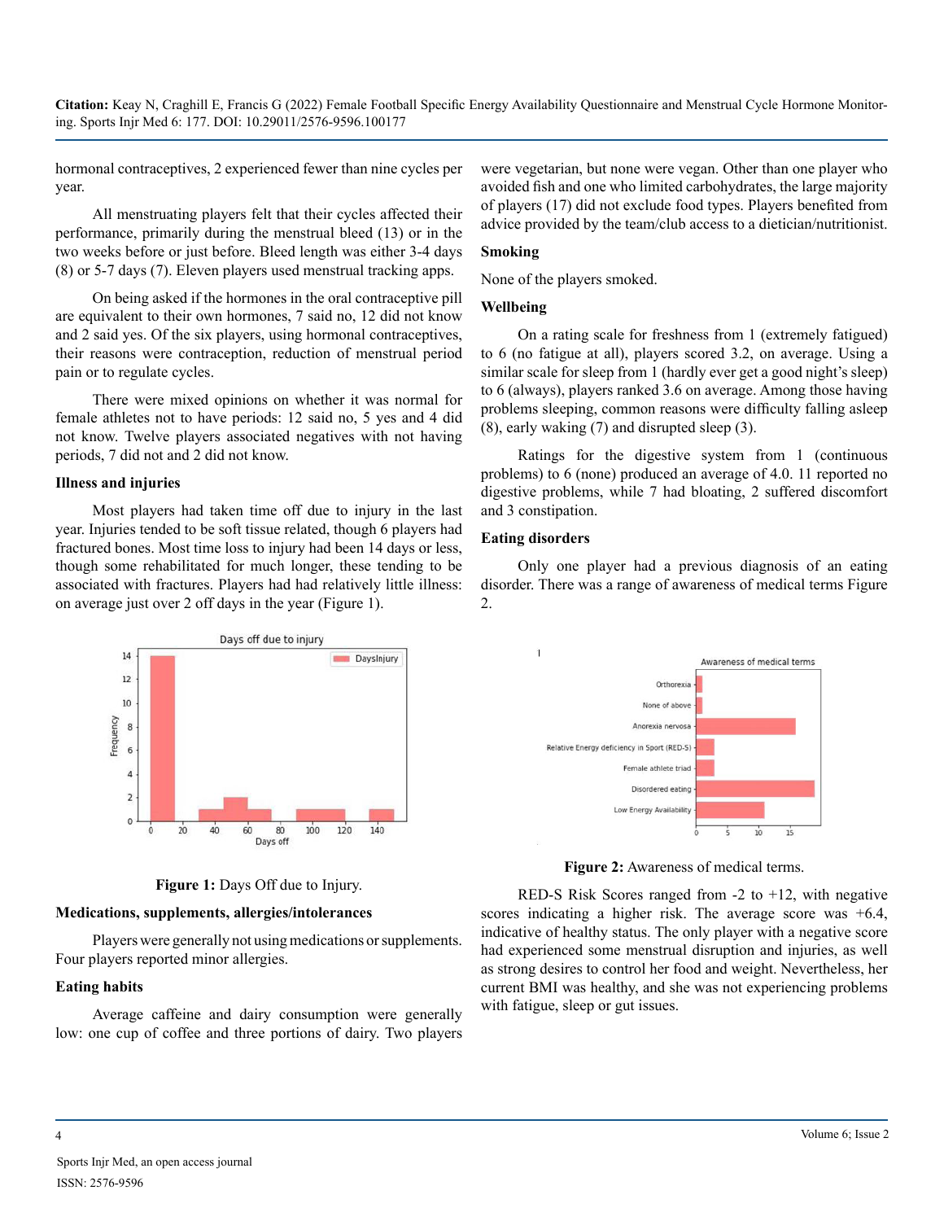hormonal contraceptives, 2 experienced fewer than nine cycles per year.

All menstruating players felt that their cycles affected their performance, primarily during the menstrual bleed (13) or in the two weeks before or just before. Bleed length was either 3-4 days (8) or 5-7 days (7). Eleven players used menstrual tracking apps.

On being asked if the hormones in the oral contraceptive pill are equivalent to their own hormones, 7 said no, 12 did not know and 2 said yes. Of the six players, using hormonal contraceptives, their reasons were contraception, reduction of menstrual period pain or to regulate cycles.

There were mixed opinions on whether it was normal for female athletes not to have periods: 12 said no, 5 yes and 4 did not know. Twelve players associated negatives with not having periods, 7 did not and 2 did not know.

### Illness and injuries

Most players had taken time off due to injury in the last year. Injuries tended to be soft tissue related, though 6 players had fractured bones. Most time loss to injury had been 14 days or less, though some rehabilitated for much longer, these tending to be associated with fractures. Players had had relatively little illness: on average just over 2 off days in the year (Figure 1).

**Figure 1:** Days Off due to Injury.

### Medications, supplements, allergies/intolerances

Players were generally not using medications or supplements. Four players reported minor allergies.

### Eating habits

Average caffeine and dairy consumption were generally low: one cup of coffee and three portions of dairy. Two players were vegetarian, but none were vegan. Other than one player who avoided fish and one who limited carbohydrates, the large majority of players (17) did not exclude food types. Players benefited from advice provided by the team/club access to a dietician/nutritionist.

### Smoking

None of the players smoked.

### Wellbeing

On a rating scale for freshness from 1 (extremely fatigued) to 6 (no fatigue at all), players scored 3.2, on average. Using a similar scale for sleep from 1 (hardly ever get a good night's sleep) to 6 (always), players ranked 3.6 on average. Among those having problems sleeping, common reasons were difficulty falling asleep (8), early waking (7) and disrupted sleep (3).

Ratings for the digestive system from 1 (continuous problems) to 6 (none) produced an average of 4.0. 11 reported no digestive problems, while 7 had bloating, 2 suffered discomfort and 3 constipation.

### Eating disorders

Only one player had a previous diagnosis of an eating disorder. There was a range of awareness of medical terms Figure 2.

**Figure 2:** Awareness of medical terms.

RED-S Risk Scores ranged from -2 to +12, with negative scores indicating a higher risk. The average score was +6.4, indicative of healthy status. The only player with a negative score had experienced some menstrual disruption and injuries, as well as strong desires to control her food and weight. Nevertheless, her current BMI was healthy, and she was not experiencing problems with fatigue, sleep or gut issues.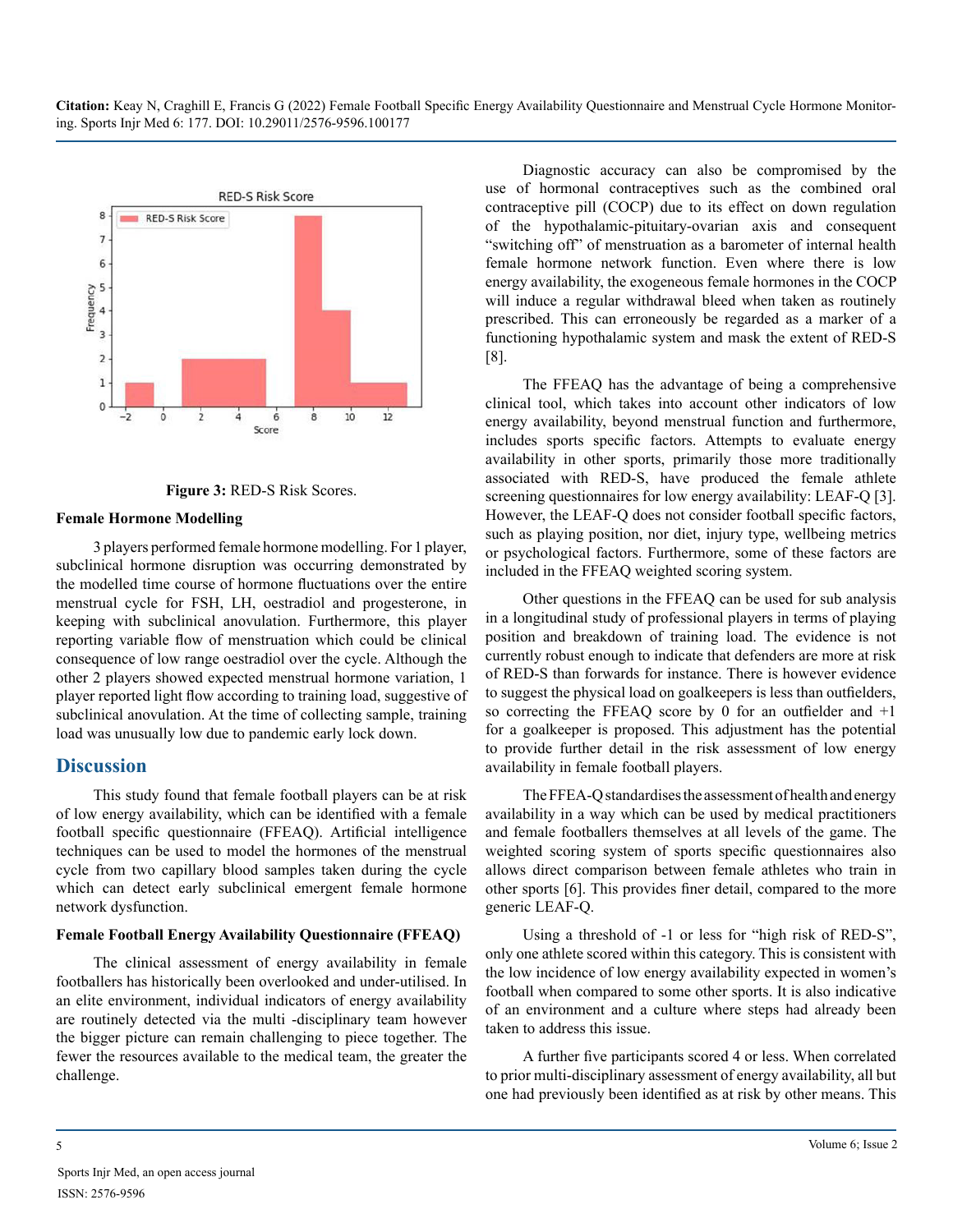Figure 3: RED-S Risk Scores.

### Female Hormone Modelling

3 players performed female hormone modelling. For 1 player, subclinical hormone disruption was occurring demonstrated by the modelled time course of hormone fluctuations over the entire menstrual cycle for FSH, LH, oestradiol and progesterone, in keeping with subclinical anovulation. Furthermore, this player reporting variable flow of menstruation which could be clinical consequence of low range oestradiol over the cycle. Although the other 2 players showed expected menstrual hormone variation, 1 player reported light flow according to training load, suggestive of subclinical anovulation. At the time of collecting sample, training load was unusually low due to pandemic early lock down.

## Discussion

This study found that female football players can be at risk of low energy availability, which can be identified with a female football specific questionnaire (FFEAQ). Artificial intelligence techniques can be used to model the hormones of the menstrual cycle from two capillary blood samples taken during the cycle which can detect early subclinical emergent female hormone network dysfunction.

### Female Football Energy Availability Questionnaire (FFEAQ)

The clinical assessment of energy availability in female footballers has historically been overlooked and under-utilised. In an elite environment, individual indicators of energy availability are routinely detected via the multi -disciplinary team however the bigger picture can remain challenging to piece together. The fewer the resources available to the medical team, the greater the challenge.

Diagnostic accuracy can also be compromised by the use of hormonal contraceptives such as the combined oral contraceptive pill (COCP) due to its effect on down regulation of the hypothalamic-pituitary-ovarian axis and consequent "switching off" of menstruation as a barometer of internal health female hormone network function. Even where there is low energy availability, the exogeneous female hormones in the COCP will induce a regular withdrawal bleed when taken as routinely prescribed. This can erroneously be regarded as a marker of a functioning hypothalamic system and mask the extent of RED-S [8].

The FFEAQ has the advantage of being a comprehensive clinical tool, which takes into account other indicators of low energy availability, beyond menstrual function and furthermore, includes sports specific factors. Attempts to evaluate energy availability in other sports, primarily those more traditionally associated with RED-S, have produced the female athlete screening questionnaires for low energy availability: LEAF-Q [3]. However, the LEAF-Q does not consider football specific factors, such as playing position, nor diet, injury type, wellbeing metrics or psychological factors. Furthermore, some of these factors are included in the FFEAQ weighted scoring system.

Other questions in the FFEAQ can be used for sub analysis in a longitudinal study of professional players in terms of playing position and breakdown of training load. The evidence is not currently robust enough to indicate that defenders are more at risk of RED-S than forwards for instance. There is however evidence to suggest the physical load on goalkeepers is less than outfielders, so correcting the FFEAQ score by 0 for an outfielder and +1 for a goalkeeper is proposed. This adjustment has the potential to provide further detail in the risk assessment of low energy availability in female football players.

The FFEA-Q standardises the assessment of health and energy availability in a way which can be used by medical practitioners and female footballers themselves at all levels of the game. The weighted scoring system of sports specific questionnaires also allows direct comparison between female athletes who train in other sports [6]. This provides finer detail, compared to the more generic LEAF-Q.

Using a threshold of -1 or less for "high risk of RED-S", only one athlete scored within this category. This is consistent with the low incidence of low energy availability expected in women's football when compared to some other sports. It is also indicative of an environment and a culture where steps had already been taken to address this issue.

A further five participants scored 4 or less. When correlated to prior multi-disciplinary assessment of energy availability, all but one had previously been identified as at risk by other means. This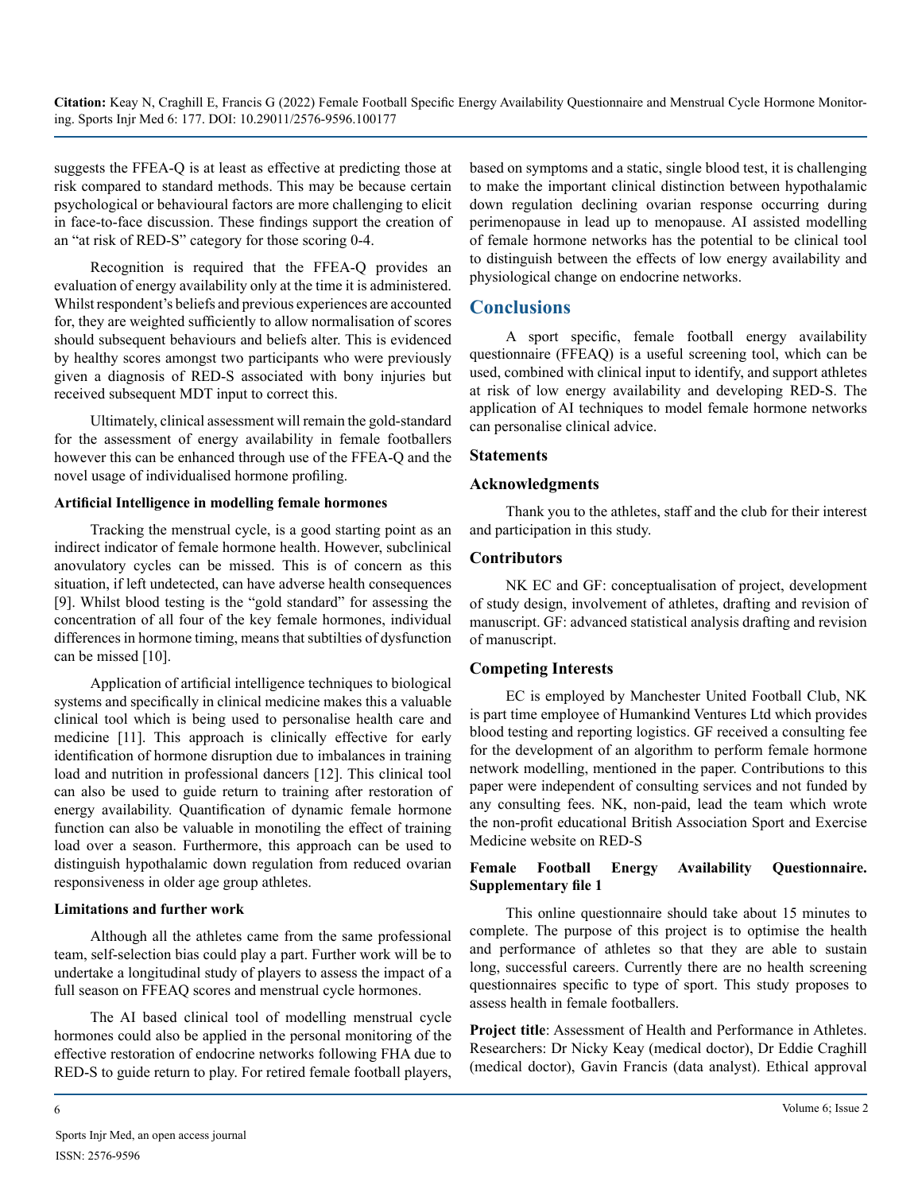suggests the FFEA-Q is at least as effective at predicting those at risk compared to standard methods. This may be because certain psychological or behavioural factors are more challenging to elicit in face-to-face discussion. These findings support the creation of an "at risk of RED-S" category for those scoring 0-4.

Recognition is required that the FFEA-Q provides an evaluation of energy availability only at the time it is administered. Whilst respondent's beliefs and previous experiences are accounted for, they are weighted sufficiently to allow normalisation of scores should subsequent behaviours and beliefs alter. This is evidenced by healthy scores amongst two participants who were previously given a diagnosis of RED-S associated with bony injuries but received subsequent MDT input to correct this.

Ultimately, clinical assessment will remain the gold-standard for the assessment of energy availability in female footballers however this can be enhanced through use of the FFEA-Q and the novel usage of individualised hormone profiling.

**Artificial Intelligence in modelling female hormones**

Tracking the menstrual cycle, is a good starting point as an indirect indicator of female hormone health. However, subclinical anovulatory cycles can be missed. This is of concern as this situation, if left undetected, can have adverse health consequences [9]. Whilst blood testing is the "gold standard" for assessing the concentration of all four of the key female hormones, individual differences in hormone timing, means that subtilties of dysfunction can be missed [10].

Application of artificial intelligence techniques to biological systems and specifically in clinical medicine makes this a valuable clinical tool which is being used to personalise health care and medicine [11]. This approach is clinically effective for early identification of hormone disruption due to imbalances in training load and nutrition in professional dancers [12]. This clinical tool can also be used to guide return to training after restoration of energy availability. Quantification of dynamic female hormone function can also be valuable in monotiling the effect of training load over a season. Furthermore, this approach can be used to distinguish hypothalamic down regulation from reduced ovarian responsiveness in older age group athletes.

**Limitations and further work**

Although all the athletes came from the same professional team, self-selection bias could play a part. Further work will be to undertake a longitudinal study of players to assess the impact of a full season on FFEAQ scores and menstrual cycle hormones.

The AI based clinical tool of modelling menstrual cycle hormones could also be applied in the personal monitoring of the effective restoration of endocrine networks following FHA due to RED-S to guide return to play. For retired female football players, based on symptoms and a static, single blood test, it is challenging to make the important clinical distinction between hypothalamic down regulation declining ovarian response occurring during perimenopause in lead up to menopause. AI assisted modelling of female hormone networks has the potential to be clinical tool to distinguish between the effects of low energy availability and physiological change on endocrine networks.

## Conclusions

A sport specific, female football energy availability questionnaire (FFEAQ) is a useful screening tool, which can be used, combined with clinical input to identify, and support athletes at risk of low energy availability and developing RED-S. The application of AI techniques to model female hormone networks can personalise clinical advice.

### Statements

### Acknowledgments

Thank you to the athletes, staff and the club for their interest and participation in this study.

### Contributors

NK EC and GF: conceptualisation of project, development of study design, involvement of athletes, drafting and revision of manuscript. GF: advanced statistical analysis drafting and revision of manuscript.

### Competing Interests

EC is employed by Manchester United Football Club, NK is part time employee of Humankind Ventures Ltd which provides blood testing and reporting logistics. GF received a consulting fee for the development of an algorithm to perform female hormone network modelling, mentioned in the paper. Contributions to this paper were independent of consulting services and not funded by any consulting fees. NK, non-paid, lead the team which wrote the non-profit educational British Association Sport and Exercise Medicine website on RED-S

### Female Football Energy Availability Questionnaire. Supplementary file 1

This online questionnaire should take about 15 minutes to complete. The purpose of this project is to optimise the health and performance of athletes so that they are able to sustain long, successful careers. Currently there are no health screening questionnaires specific to type of sport. This study proposes to assess health in female footballers.

**Project title**: Assessment of Health and Performance in Athletes. Researchers: Dr Nicky Keay (medical doctor), Dr Eddie Craghill (medical doctor), Gavin Francis (data analyst). Ethical approval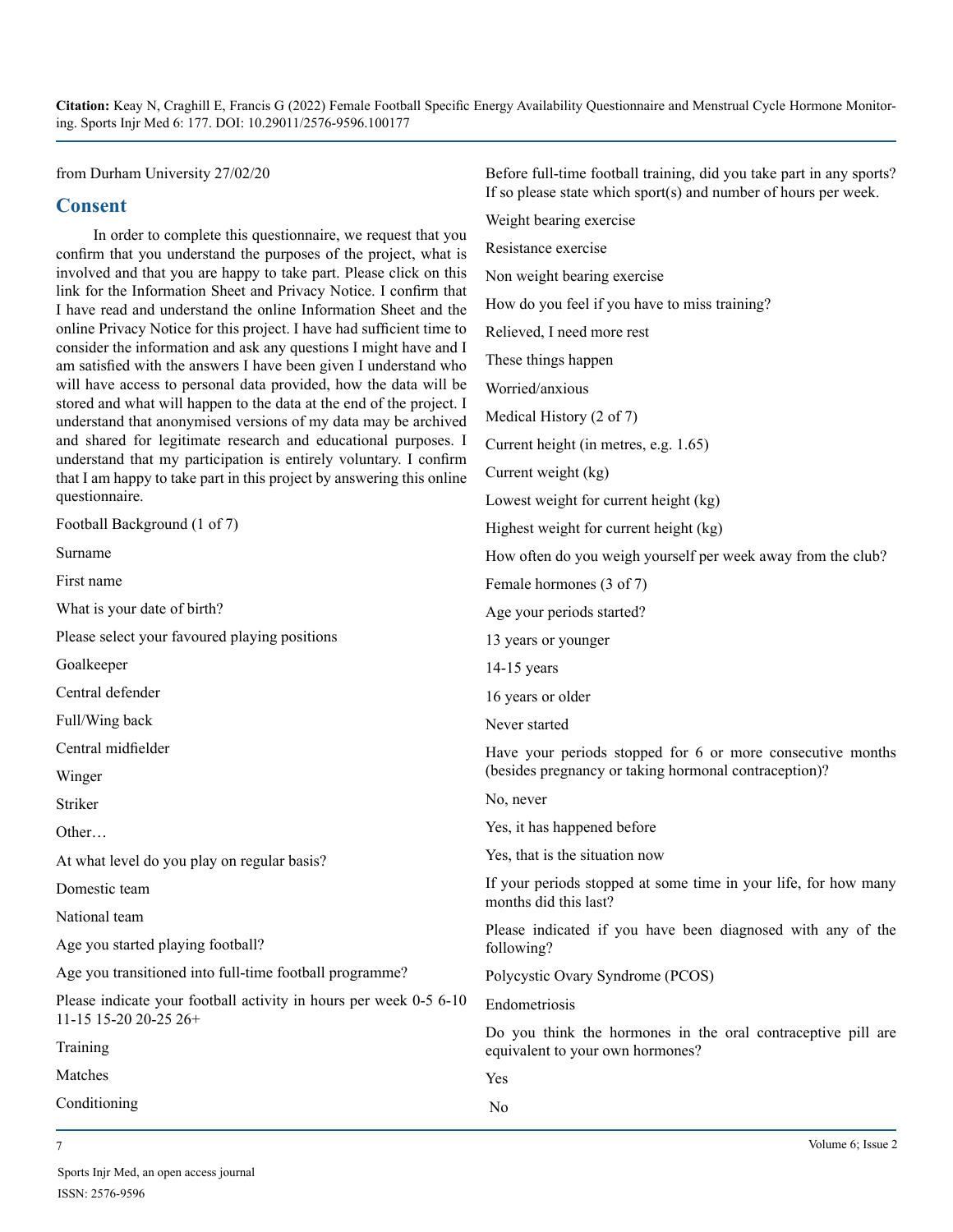from Durham University 27/02/20

## Consent

In order to complete this questionnaire, we request that you confirm that you understand the purposes of the project, what is involved and that you are happy to take part. Please click on this link for the Information Sheet and Privacy Notice. I confirm that I have read and understand the online Information Sheet and the online Privacy Notice for this project. I have had sufficient time to consider the information and ask any questions I might have and I am satisfied with the answers I have been given I understand who will have access to personal data provided, how the data will be stored and what will happen to the data at the end of the project. I understand that anonymised versions of my data may be archived and shared for legitimate research and educational purposes. I understand that my participation is entirely voluntary. I confirm that I am happy to take part in this project by answering this online questionnaire.

Football Background (1 of 7)

Surname

First name

What is your date of birth?

Please select your favoured playing positions

Goalkeeper

Central defender

Full/Wing back

Central midfielder

Winger

Striker

Other…

At what level do you play on regular basis?

Domestic team

National team

Age you started playing football?

Age you transitioned into full-time football programme?

Please indicate your football activity in hours per week 0-5 6-10 11-15 15-20 20-25 26+

Training

Matches

Conditioning

Before full-time football training, did you take part in any sports? If so please state which sport(s) and number of hours per week.

Weight bearing exercise

Resistance exercise

Non weight bearing exercise

How do you feel if you have to miss training?

Relieved, I need more rest

These things happen

Worried/anxious

Medical History (2 of 7)

Current height (in metres, e.g. 1.65)

Current weight (kg)

Lowest weight for current height (kg)

Highest weight for current height (kg)

How often do you weigh yourself per week away from the club?

Female hormones (3 of 7)

Age your periods started?

13 years or younger

14-15 years

16 years or older

Never started

Have your periods stopped for 6 or more consecutive months (besides pregnancy or taking hormonal contraception)?

No, never

Yes, it has happened before

Yes, that is the situation now

If your periods stopped at some time in your life, for how many months did this last?

Please indicated if you have been diagnosed with any of the following?

Polycystic Ovary Syndrome (PCOS)

Endometriosis

Do you think the hormones in the oral contraceptive pill are equivalent to your own hormones?

Yes

No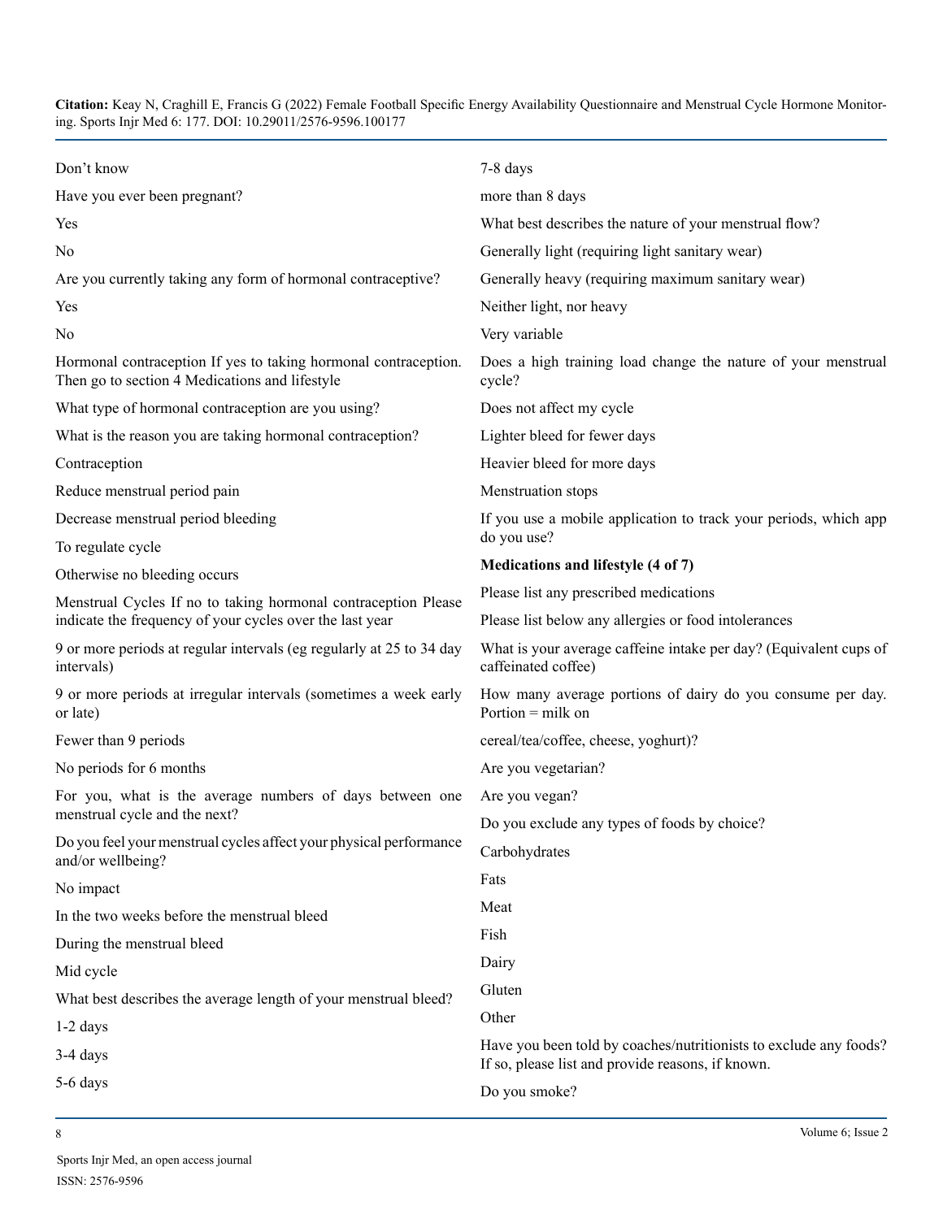Don't know

Have you ever been pregnant?

Yes

No

Are you currently taking any form of hormonal contraceptive?

Yes

No

Hormonal contraception If yes to taking hormonal contraception. Then go to section 4 Medications and lifestyle

What type of hormonal contraception are you using?

What is the reason you are taking hormonal contraception?

Contraception

Reduce menstrual period pain

Decrease menstrual period bleeding

To regulate cycle

Otherwise no bleeding occurs

Menstrual Cycles If no to taking hormonal contraception Please indicate the frequency of your cycles over the last year

9 or more periods at regular intervals (eg regularly at 25 to 34 day intervals)

9 or more periods at irregular intervals (sometimes a week early or late)

Fewer than 9 periods

No periods for 6 months

For you, what is the average numbers of days between one menstrual cycle and the next?

Do you feel your menstrual cycles affect your physical performance and/or wellbeing?

No impact

In the two weeks before the menstrual bleed

During the menstrual bleed

Mid cycle

What best describes the average length of your menstrual bleed?

1-2 days

3-4 days

5-6 days

7-8 days

more than 8 days

What best describes the nature of your menstrual flow?

Generally light (requiring light sanitary wear)

Generally heavy (requiring maximum sanitary wear)

Neither light, nor heavy

Very variable

Does a high training load change the nature of your menstrual cycle?

Does not affect my cycle

Lighter bleed for fewer days

Heavier bleed for more days

Menstruation stops

If you use a mobile application to track your periods, which app do you use?

**Medications and lifestyle (4 of 7)**

Please list any prescribed medications

Please list below any allergies or food intolerances

What is your average caffeine intake per day? (Equivalent cups of caffeinated coffee)

How many average portions of dairy do you consume per day. Portion = milk on

cereal/tea/coffee, cheese, yoghurt)?

Are you vegetarian?

Are you vegan?

Do you exclude any types of foods by choice?

Carbohydrates

Fats

Meat

Fish

Dairy

Gluten

Other

Have you been told by coaches/nutritionists to exclude any foods? If so, please list and provide reasons, if known.

Do you smoke?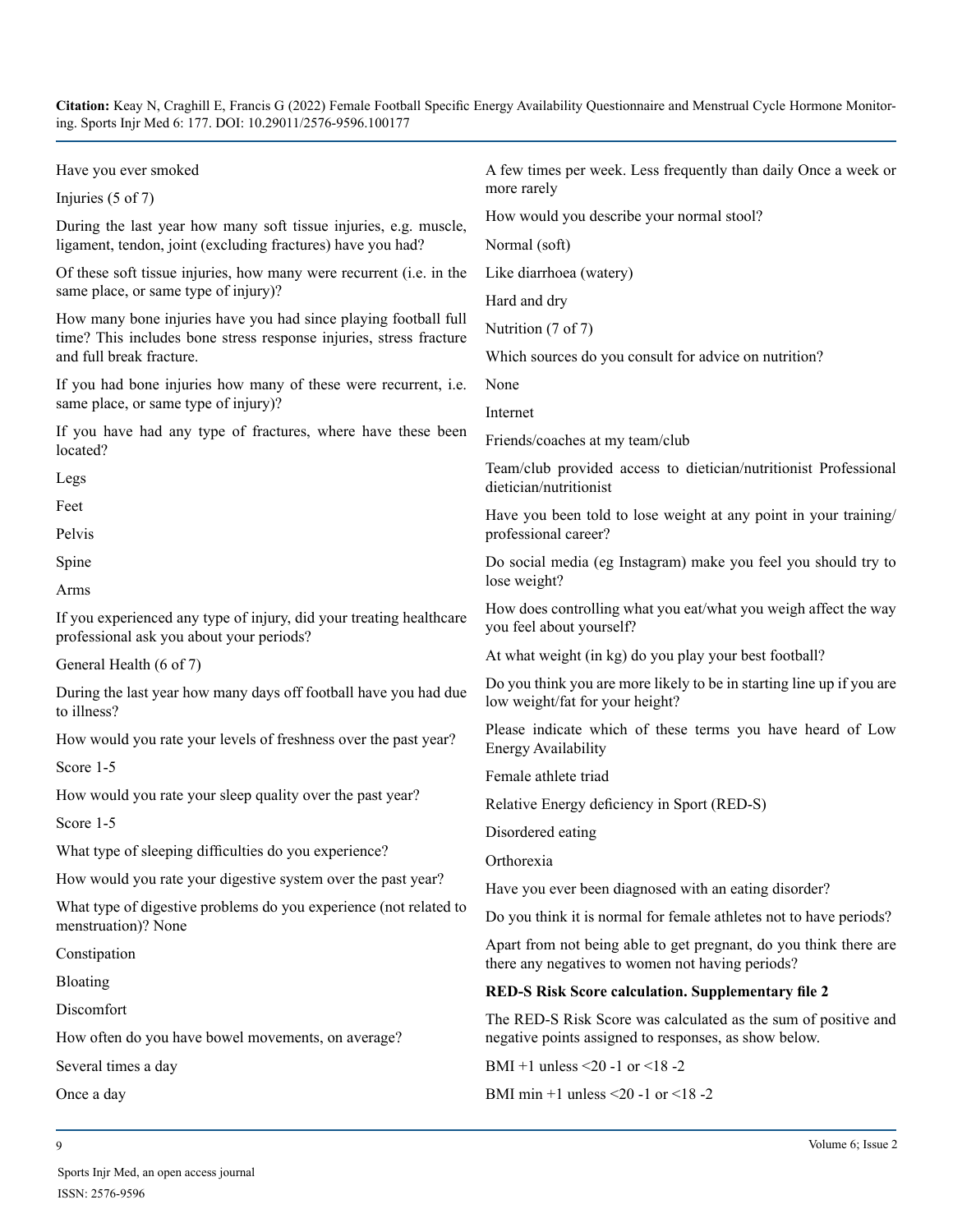Have you ever smoked

Injuries (5 of 7)

During the last year how many soft tissue injuries, e.g. muscle, ligament, tendon, joint (excluding fractures) have you had?

Of these soft tissue injuries, how many were recurrent (i.e. in the same place, or same type of injury)?

How many bone injuries have you had since playing football full time? This includes bone stress response injuries, stress fracture and full break fracture.

If you had bone injuries how many of these were recurrent, i.e. same place, or same type of injury)?

If you have had any type of fractures, where have these been located?

Legs

Feet

Pelvis

Spine

Arms

If you experienced any type of injury, did your treating healthcare professional ask you about your periods?

General Health (6 of 7)

During the last year how many days off football have you had due to illness?

How would you rate your levels of freshness over the past year?

Score 1-5

How would you rate your sleep quality over the past year?

Score 1-5

What type of sleeping difficulties do you experience?

How would you rate your digestive system over the past year?

What type of digestive problems do you experience (not related to menstruation)? None

Constipation

Bloating

Discomfort

How often do you have bowel movements, on average?

Several times a day

Once a day

A few times per week. Less frequently than daily Once a week or more rarely

How would you describe your normal stool?

Normal (soft)

Like diarrhoea (watery)

Hard and dry

Nutrition (7 of 7)

Which sources do you consult for advice on nutrition?

None

Internet

Friends/coaches at my team/club

Team/club provided access to dietician/nutritionist Professional dietician/nutritionist

Have you been told to lose weight at any point in your training/ professional career?

Do social media (eg Instagram) make you feel you should try to lose weight?

How does controlling what you eat/what you weigh affect the way you feel about yourself?

At what weight (in kg) do you play your best football?

Do you think you are more likely to be in starting line up if you are low weight/fat for your height?

Please indicate which of these terms you have heard of Low Energy Availability

Female athlete triad

Relative Energy deficiency in Sport (RED-S)

Disordered eating

Orthorexia

Have you ever been diagnosed with an eating disorder?

Do you think it is normal for female athletes not to have periods?

Apart from not being able to get pregnant, do you think there are there any negatives to women not having periods?

**RED-S Risk Score calculation. Supplementary file 2**

The RED-S Risk Score was calculated as the sum of positive and negative points assigned to responses, as show below.

BMI +1 unless <20 -1 or <18 -2

BMI min +1 unless <20 -1 or <18 -2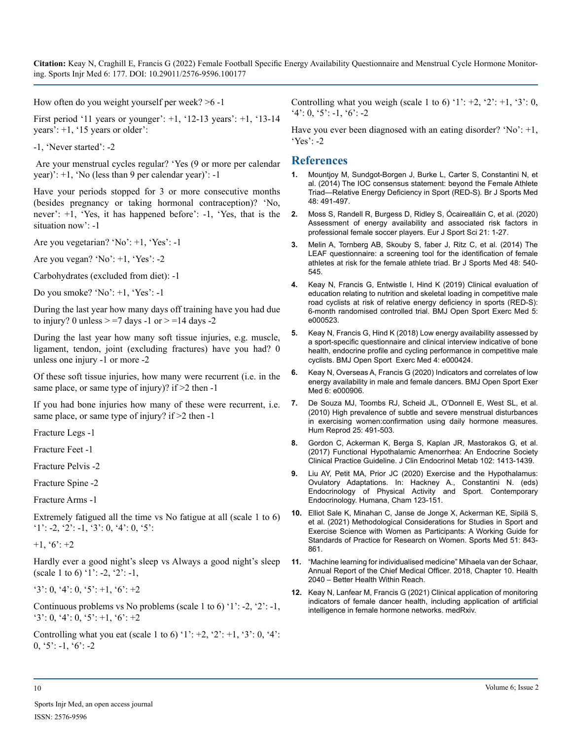How often do you weight yourself per week? >6 -1

First period '11 years or younger': +1, '12-13 years': +1, '13-14 years': +1, '15 years or older':

-1, 'Never started': -2

Are your menstrual cycles regular? 'Yes (9 or more per calendar year)': +1, 'No (less than 9 per calendar year)': -1

Have your periods stopped for 3 or more consecutive months (besides pregnancy or taking hormonal contraception)? 'No, never': +1, 'Yes, it has happened before': -1, 'Yes, that is the situation now': -1

Are you vegetarian? 'No': +1, 'Yes': -1

Are you vegan? 'No': +1, 'Yes': -2

Carbohydrates (excluded from diet): -1

Do you smoke? 'No': +1, 'Yes': -1

During the last year how many days off training have you had due to injury? 0 unless > =7 days -1 or > =14 days -2

During the last year how many soft tissue injuries, e.g. muscle, ligament, tendon, joint (excluding fractures) have you had? 0 unless one injury -1 or more -2

Of these soft tissue injuries, how many were recurrent (i.e. in the same place, or same type of injury)? if >2 then -1

If you had bone injuries how many of these were recurrent, i.e. same place, or same type of injury? if >2 then -1

Fracture Legs -1

Fracture Feet -1

Fracture Pelvis -2

Fracture Spine -2

Fracture Arms -1

Extremely fatigued all the time vs No fatigue at all (scale 1 to 6) '1': -2, '2': -1, '3': 0, '4': 0, '5':

+1, '6': +2

Hardly ever a good night's sleep vs Always a good night's sleep (scale 1 to 6) '1': -2, '2': -1,

'3': 0, '4': 0, '5': +1, '6': +2

Continuous problems vs No problems (scale 1 to 6) '1': -2, '2': -1, '3': 0, '4': 0, '5': +1, '6': +2

Controlling what you eat (scale 1 to 6) '1': +2, '2': +1, '3': 0, '4': 0, '5': -1, '6': -2

Controlling what you weigh (scale 1 to 6) '1': +2, '2': +1, '3': 0, '4': 0, '5': -1, '6': -2

Have you ever been diagnosed with an eating disorder? 'No': +1, 'Yes': -2

## References

1. Mountjoy M, Sundgot-Borgen J, Burke L, Carter S, Constantini N, et al. (2014) The IOC consensus statement: beyond the Female Athlete Triad—Relative Energy Deficiency in Sport (RED-S). Br J Sports Med 48: 491-497.
2. Moss S, Randell R, Burgess D, Ridley S, Ócairealláin C, et al. (2020) Assessment of energy availability and associated risk factors in professional female soccer players. Eur J Sport Sci 21: 1-27.
3. Melin A, Tornberg AB, Skouby S, faber J, Ritz C, et al. (2014) The LEAF questionnaire: a screening tool for the identification of female athletes at risk for the female athlete triad. Br J Sports Med 48: 540-545.
4. Keay N, Francis G, Entwistle I, Hind K (2019) Clinical evaluation of education relating to nutrition and skeletal loading in competitive male road cyclists at risk of relative energy deficiency in sports (RED-S): 6-month randomised controlled trial. BMJ Open Sport Exerc Med 5: e000523.
5. Keay N, Francis G, Hind K (2018) Low energy availability assessed by a sport-specific questionnaire and clinical interview indicative of bone health, endocrine profile and cycling performance in competitive male cyclists. BMJ Open Sport Exerc Med 4: e000424.
6. Keay N, Overseas A, Francis G (2020) Indicators and correlates of low energy availability in male and female dancers. BMJ Open Sport Exer Med 6: e000906.
7. De Souza MJ, Toombs RJ, Scheid JL, O'Donnell E, West SL, et al. (2010) High prevalence of subtle and severe menstrual disturbances in exercising women:confirmation using daily hormone measures. Hum Reprod 25: 491-503.
8. Gordon C, Ackerman K, Berga S, Kaplan JR, Mastorakos G, et al. (2017) Functional Hypothalamic Amenorrhea: An Endocrine Society Clinical Practice Guideline. J Clin Endocrinol Metab 102: 1413-1439.
9. Liu AY, Petit MA, Prior JC (2020) Exercise and the Hypothalamus: Ovulatory Adaptations. In: Hackney A., Constantini N. (eds) Endocrinology of Physical Activity and Sport. Contemporary Endocrinology. Humana, Cham 123-151.
10. Elliot Sale K, Minahan C, Janse de Jonge X, Ackerman KE, Sipilä S, et al. (2021) Methodological Considerations for Studies in Sport and Exercise Science with Women as Participants: A Working Guide for Standards of Practice for Research on Women. Sports Med 51: 843-861.
11. "Machine learning for individualised medicine" Mihaela van der Schaar, Annual Report of the Chief Medical Officer. 2018, Chapter 10. Health 2040 – Better Health Within Reach.
12. Keay N, Lanfear M, Francis G (2021) Clinical application of monitoring indicators of female dancer health, including application of artificial intelligence in female hormone networks. medRxiv.